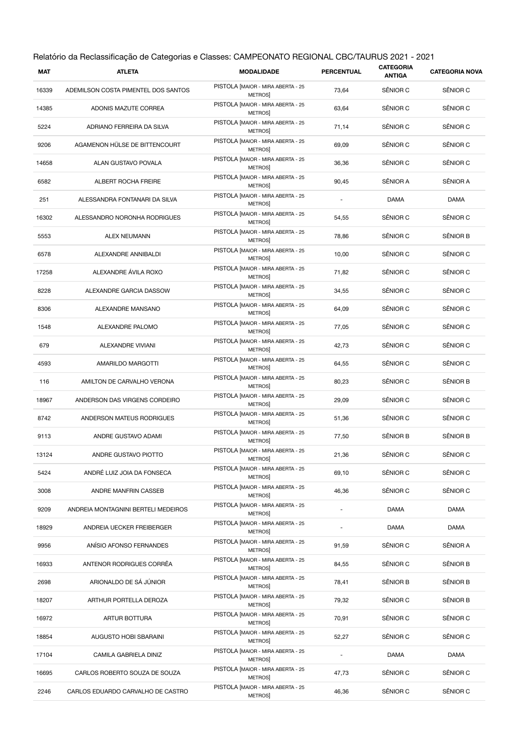Relatório da Reclassificação de Categorias e Classes: CAMPEONATO REGIONAL CBC/TAURUS 2021 - 2021

| MAT | ATLETA | MODALIDADE | PERCENTUAL | CATEGORIA ANTIGA | CATEGORIA NOVA |
|---|---|---|---|---|---|
| 16339 | ADEMILSON COSTA PIMENTEL DOS SANTOS | PISTOLA [MAIOR - MIRA ABERTA - 25 METROS] | 73,64 | SÊNIOR C | SÊNIOR C |
| 14385 | ADONIS MAZUTE CORREA | PISTOLA [MAIOR - MIRA ABERTA - 25 METROS] | 63,64 | SÊNIOR C | SÊNIOR C |
| 5224 | ADRIANO FERREIRA DA SILVA | PISTOLA [MAIOR - MIRA ABERTA - 25 METROS] | 71,14 | SÊNIOR C | SÊNIOR C |
| 9206 | AGAMENON HÜLSE DE BITTENCOURT | PISTOLA [MAIOR - MIRA ABERTA - 25 METROS] | 69,09 | SÊNIOR C | SÊNIOR C |
| 14658 | ALAN GUSTAVO POVALA | PISTOLA [MAIOR - MIRA ABERTA - 25 METROS] | 36,36 | SÊNIOR C | SÊNIOR C |
| 6582 | ALBERT ROCHA FREIRE | PISTOLA [MAIOR - MIRA ABERTA - 25 METROS] | 90,45 | SÊNIOR A | SÊNIOR A |
| 251 | ALESSANDRA FONTANARI DA SILVA | PISTOLA [MAIOR - MIRA ABERTA - 25 METROS] | - | DAMA | DAMA |
| 16302 | ALESSANDRO NORONHA RODRIGUES | PISTOLA [MAIOR - MIRA ABERTA - 25 METROS] | 54,55 | SÊNIOR C | SÊNIOR C |
| 5553 | ALEX NEUMANN | PISTOLA [MAIOR - MIRA ABERTA - 25 METROS] | 78,86 | SÊNIOR C | SÊNIOR B |
| 6578 | ALEXANDRE ANNIBALDI | PISTOLA [MAIOR - MIRA ABERTA - 25 METROS] | 10,00 | SÊNIOR C | SÊNIOR C |
| 17258 | ALEXANDRE ÁVILA ROXO | PISTOLA [MAIOR - MIRA ABERTA - 25 METROS] | 71,82 | SÊNIOR C | SÊNIOR C |
| 8228 | ALEXANDRE GARCIA DASSOW | PISTOLA [MAIOR - MIRA ABERTA - 25 METROS] | 34,55 | SÊNIOR C | SÊNIOR C |
| 8306 | ALEXANDRE MANSANO | PISTOLA [MAIOR - MIRA ABERTA - 25 METROS] | 64,09 | SÊNIOR C | SÊNIOR C |
| 1548 | ALEXANDRE PALOMO | PISTOLA [MAIOR - MIRA ABERTA - 25 METROS] | 77,05 | SÊNIOR C | SÊNIOR C |
| 679 | ALEXANDRE VIVIANI | PISTOLA [MAIOR - MIRA ABERTA - 25 METROS] | 42,73 | SÊNIOR C | SÊNIOR C |
| 4593 | AMARILDO MARGOTTI | PISTOLA [MAIOR - MIRA ABERTA - 25 METROS] | 64,55 | SÊNIOR C | SÊNIOR C |
| 116 | AMILTON DE CARVALHO VERONA | PISTOLA [MAIOR - MIRA ABERTA - 25 METROS] | 80,23 | SÊNIOR C | SÊNIOR B |
| 18967 | ANDERSON DAS VIRGENS CORDEIRO | PISTOLA [MAIOR - MIRA ABERTA - 25 METROS] | 29,09 | SÊNIOR C | SÊNIOR C |
| 8742 | ANDERSON MATEUS RODRIGUES | PISTOLA [MAIOR - MIRA ABERTA - 25 METROS] | 51,36 | SÊNIOR C | SÊNIOR C |
| 9113 | ANDRE GUSTAVO ADAMI | PISTOLA [MAIOR - MIRA ABERTA - 25 METROS] | 77,50 | SÊNIOR B | SÊNIOR B |
| 13124 | ANDRE GUSTAVO PIOTTO | PISTOLA [MAIOR - MIRA ABERTA - 25 METROS] | 21,36 | SÊNIOR C | SÊNIOR C |
| 5424 | ANDRÉ LUIZ JOIA DA FONSECA | PISTOLA [MAIOR - MIRA ABERTA - 25 METROS] | 69,10 | SÊNIOR C | SÊNIOR C |
| 3008 | ANDRE MANFRIN CASSEB | PISTOLA [MAIOR - MIRA ABERTA - 25 METROS] | 46,36 | SÊNIOR C | SÊNIOR C |
| 9209 | ANDREIA MONTAGNINI BERTELI MEDEIROS | PISTOLA [MAIOR - MIRA ABERTA - 25 METROS] | - | DAMA | DAMA |
| 18929 | ANDREIA UECKER FREIBERGER | PISTOLA [MAIOR - MIRA ABERTA - 25 METROS] | - | DAMA | DAMA |
| 9956 | ANÍSIO AFONSO FERNANDES | PISTOLA [MAIOR - MIRA ABERTA - 25 METROS] | 91,59 | SÊNIOR C | SÊNIOR A |
| 16933 | ANTENOR RODRIGUES CORRÊA | PISTOLA [MAIOR - MIRA ABERTA - 25 METROS] | 84,55 | SÊNIOR C | SÊNIOR B |
| 2698 | ARIONALDO DE SÁ JÚNIOR | PISTOLA [MAIOR - MIRA ABERTA - 25 METROS] | 78,41 | SÊNIOR B | SÊNIOR B |
| 18207 | ARTHUR PORTELLA DEROZA | PISTOLA [MAIOR - MIRA ABERTA - 25 METROS] | 79,32 | SÊNIOR C | SÊNIOR B |
| 16972 | ARTUR BOTTURA | PISTOLA [MAIOR - MIRA ABERTA - 25 METROS] | 70,91 | SÊNIOR C | SÊNIOR C |
| 18854 | AUGUSTO HOBI SBARAINI | PISTOLA [MAIOR - MIRA ABERTA - 25 METROS] | 52,27 | SÊNIOR C | SÊNIOR C |
| 17104 | CAMILA GABRIELA DINIZ | PISTOLA [MAIOR - MIRA ABERTA - 25 METROS] | - | DAMA | DAMA |
| 16695 | CARLOS ROBERTO SOUZA DE SOUZA | PISTOLA [MAIOR - MIRA ABERTA - 25 METROS] | 47,73 | SÊNIOR C | SÊNIOR C |
| 2246 | CARLOS EDUARDO CARVALHO DE CASTRO | PISTOLA [MAIOR - MIRA ABERTA - 25 METROS] | 46,36 | SÊNIOR C | SÊNIOR C |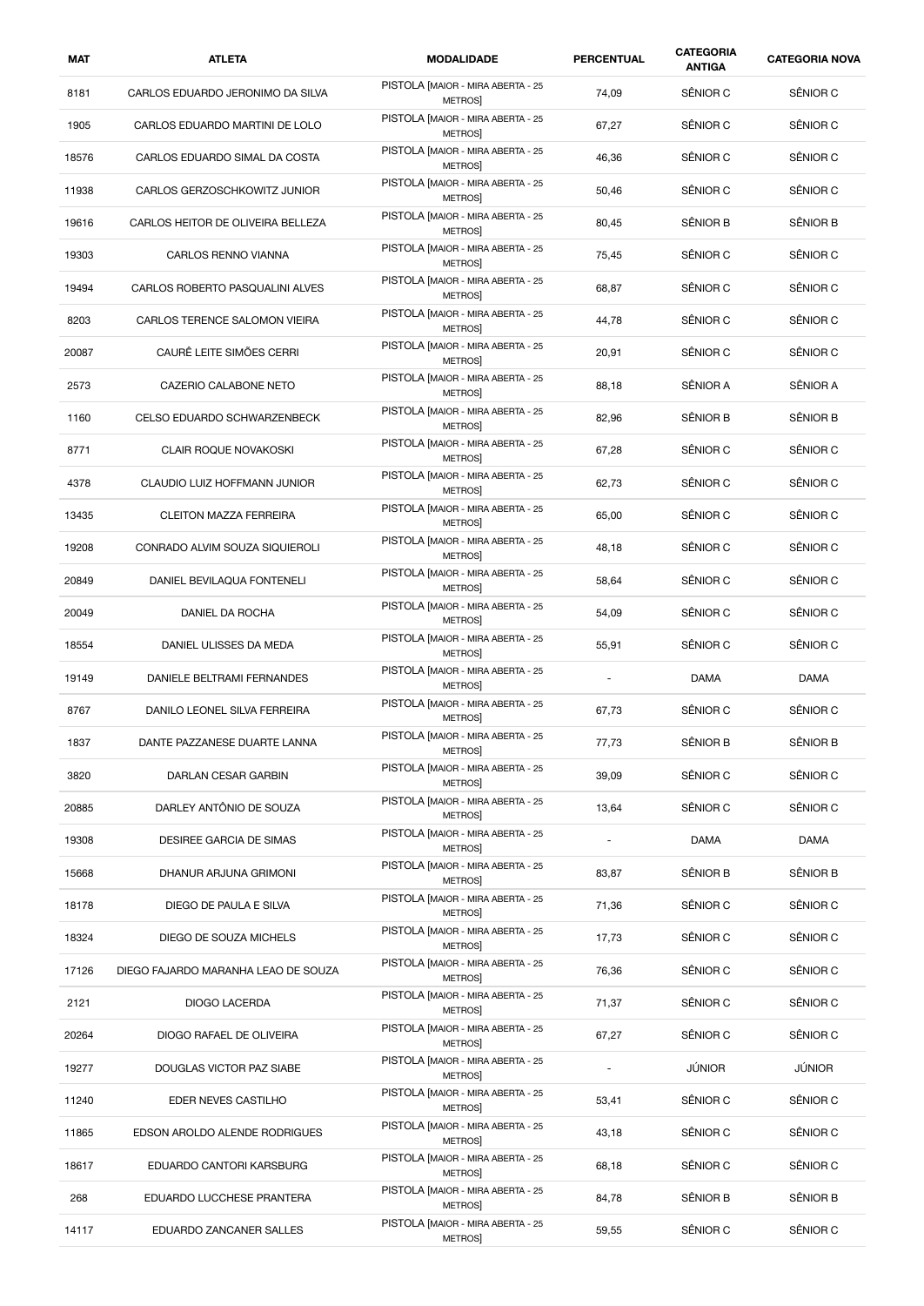| MAT | ATLETA | MODALIDADE | PERCENTUAL | CATEGORIA ANTIGA | CATEGORIA NOVA |
|---|---|---|---|---|---|
| 8181 | CARLOS EDUARDO JERONIMO DA SILVA | PISTOLA [MAIOR - MIRA ABERTA - 25 METROS] | 74,09 | SÊNIOR C | SÊNIOR C |
| 1905 | CARLOS EDUARDO MARTINI DE LOLO | PISTOLA [MAIOR - MIRA ABERTA - 25 METROS] | 67,27 | SÊNIOR C | SÊNIOR C |
| 18576 | CARLOS EDUARDO SIMAL DA COSTA | PISTOLA [MAIOR - MIRA ABERTA - 25 METROS] | 46,36 | SÊNIOR C | SÊNIOR C |
| 11938 | CARLOS GERZOSCHKOWITZ JUNIOR | PISTOLA [MAIOR - MIRA ABERTA - 25 METROS] | 50,46 | SÊNIOR C | SÊNIOR C |
| 19616 | CARLOS HEITOR DE OLIVEIRA BELLEZA | PISTOLA [MAIOR - MIRA ABERTA - 25 METROS] | 80,45 | SÊNIOR B | SÊNIOR B |
| 19303 | CARLOS RENNO VIANNA | PISTOLA [MAIOR - MIRA ABERTA - 25 METROS] | 75,45 | SÊNIOR C | SÊNIOR C |
| 19494 | CARLOS ROBERTO PASQUALINI ALVES | PISTOLA [MAIOR - MIRA ABERTA - 25 METROS] | 68,87 | SÊNIOR C | SÊNIOR C |
| 8203 | CARLOS TERENCE SALOMON VIEIRA | PISTOLA [MAIOR - MIRA ABERTA - 25 METROS] | 44,78 | SÊNIOR C | SÊNIOR C |
| 20087 | CAURÊ LEITE SIMÕES CERRI | PISTOLA [MAIOR - MIRA ABERTA - 25 METROS] | 20,91 | SÊNIOR C | SÊNIOR C |
| 2573 | CAZERIO CALABONE NETO | PISTOLA [MAIOR - MIRA ABERTA - 25 METROS] | 88,18 | SÊNIOR A | SÊNIOR A |
| 1160 | CELSO EDUARDO SCHWARZENBECK | PISTOLA [MAIOR - MIRA ABERTA - 25 METROS] | 82,96 | SÊNIOR B | SÊNIOR B |
| 8771 | CLAIR ROQUE NOVAKOSKI | PISTOLA [MAIOR - MIRA ABERTA - 25 METROS] | 67,28 | SÊNIOR C | SÊNIOR C |
| 4378 | CLAUDIO LUIZ HOFFMANN JUNIOR | PISTOLA [MAIOR - MIRA ABERTA - 25 METROS] | 62,73 | SÊNIOR C | SÊNIOR C |
| 13435 | CLEITON MAZZA FERREIRA | PISTOLA [MAIOR - MIRA ABERTA - 25 METROS] | 65,00 | SÊNIOR C | SÊNIOR C |
| 19208 | CONRADO ALVIM SOUZA SIQUIEROLI | PISTOLA [MAIOR - MIRA ABERTA - 25 METROS] | 48,18 | SÊNIOR C | SÊNIOR C |
| 20849 | DANIEL BEVILAQUA FONTENELI | PISTOLA [MAIOR - MIRA ABERTA - 25 METROS] | 58,64 | SÊNIOR C | SÊNIOR C |
| 20049 | DANIEL DA ROCHA | PISTOLA [MAIOR - MIRA ABERTA - 25 METROS] | 54,09 | SÊNIOR C | SÊNIOR C |
| 18554 | DANIEL ULISSES DA MEDA | PISTOLA [MAIOR - MIRA ABERTA - 25 METROS] | 55,91 | SÊNIOR C | SÊNIOR C |
| 19149 | DANIELE BELTRAMI FERNANDES | PISTOLA [MAIOR - MIRA ABERTA - 25 METROS] | - | DAMA | DAMA |
| 8767 | DANILO LEONEL SILVA FERREIRA | PISTOLA [MAIOR - MIRA ABERTA - 25 METROS] | 67,73 | SÊNIOR C | SÊNIOR C |
| 1837 | DANTE PAZZANESE DUARTE LANNA | PISTOLA [MAIOR - MIRA ABERTA - 25 METROS] | 77,73 | SÊNIOR B | SÊNIOR B |
| 3820 | DARLAN CESAR GARBIN | PISTOLA [MAIOR - MIRA ABERTA - 25 METROS] | 39,09 | SÊNIOR C | SÊNIOR C |
| 20885 | DARLEY ANTÔNIO DE SOUZA | PISTOLA [MAIOR - MIRA ABERTA - 25 METROS] | 13,64 | SÊNIOR C | SÊNIOR C |
| 19308 | DESIREE GARCIA DE SIMAS | PISTOLA [MAIOR - MIRA ABERTA - 25 METROS] | - | DAMA | DAMA |
| 15668 | DHANUR ARJUNA GRIMONI | PISTOLA [MAIOR - MIRA ABERTA - 25 METROS] | 83,87 | SÊNIOR B | SÊNIOR B |
| 18178 | DIEGO DE PAULA E SILVA | PISTOLA [MAIOR - MIRA ABERTA - 25 METROS] | 71,36 | SÊNIOR C | SÊNIOR C |
| 18324 | DIEGO DE SOUZA MICHELS | PISTOLA [MAIOR - MIRA ABERTA - 25 METROS] | 17,73 | SÊNIOR C | SÊNIOR C |
| 17126 | DIEGO FAJARDO MARANHA LEAO DE SOUZA | PISTOLA [MAIOR - MIRA ABERTA - 25 METROS] | 76,36 | SÊNIOR C | SÊNIOR C |
| 2121 | DIOGO LACERDA | PISTOLA [MAIOR - MIRA ABERTA - 25 METROS] | 71,37 | SÊNIOR C | SÊNIOR C |
| 20264 | DIOGO RAFAEL DE OLIVEIRA | PISTOLA [MAIOR - MIRA ABERTA - 25 METROS] | 67,27 | SÊNIOR C | SÊNIOR C |
| 19277 | DOUGLAS VICTOR PAZ SIABE | PISTOLA [MAIOR - MIRA ABERTA - 25 METROS] | - | JÚNIOR | JÚNIOR |
| 11240 | EDER NEVES CASTILHO | PISTOLA [MAIOR - MIRA ABERTA - 25 METROS] | 53,41 | SÊNIOR C | SÊNIOR C |
| 11865 | EDSON AROLDO ALENDE RODRIGUES | PISTOLA [MAIOR - MIRA ABERTA - 25 METROS] | 43,18 | SÊNIOR C | SÊNIOR C |
| 18617 | EDUARDO CANTORI KARSBURG | PISTOLA [MAIOR - MIRA ABERTA - 25 METROS] | 68,18 | SÊNIOR C | SÊNIOR C |
| 268 | EDUARDO LUCCHESE PRANTERA | PISTOLA [MAIOR - MIRA ABERTA - 25 METROS] | 84,78 | SÊNIOR B | SÊNIOR B |
| 14117 | EDUARDO ZANCANER SALLES | PISTOLA [MAIOR - MIRA ABERTA - 25 METROS] | 59,55 | SÊNIOR C | SÊNIOR C |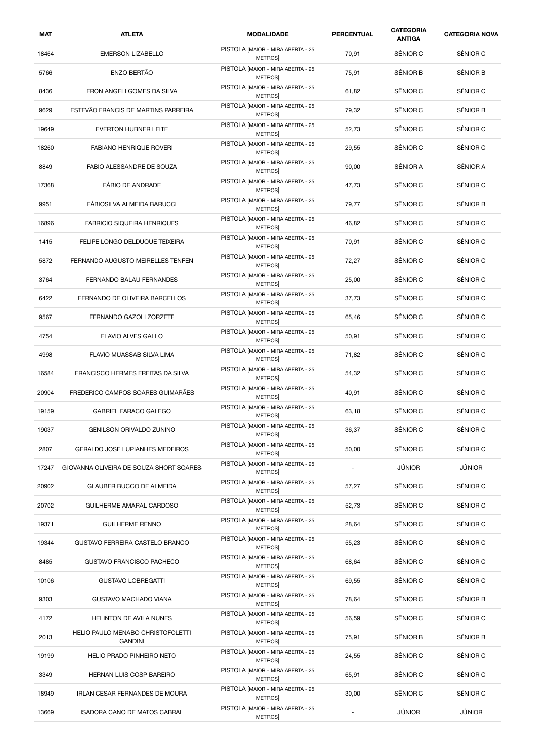| MAT | ATLETA | MODALIDADE | PERCENTUAL | CATEGORIA ANTIGA | CATEGORIA NOVA |
| --- | --- | --- | --- | --- | --- |
| 18464 | EMERSON LIZABELLO | PISTOLA [MAIOR - MIRA ABERTA - 25 METROS] | 70,91 | SÊNIOR C | SÊNIOR C |
| 5766 | ENZO BERTÃO | PISTOLA [MAIOR - MIRA ABERTA - 25 METROS] | 75,91 | SÊNIOR B | SÊNIOR B |
| 8436 | ERON ANGELI GOMES DA SILVA | PISTOLA [MAIOR - MIRA ABERTA - 25 METROS] | 61,82 | SÊNIOR C | SÊNIOR C |
| 9629 | ESTEVÃO FRANCIS DE MARTINS PARREIRA | PISTOLA [MAIOR - MIRA ABERTA - 25 METROS] | 79,32 | SÊNIOR C | SÊNIOR B |
| 19649 | EVERTON HUBNER LEITE | PISTOLA [MAIOR - MIRA ABERTA - 25 METROS] | 52,73 | SÊNIOR C | SÊNIOR C |
| 18260 | FABIANO HENRIQUE ROVERI | PISTOLA [MAIOR - MIRA ABERTA - 25 METROS] | 29,55 | SÊNIOR C | SÊNIOR C |
| 8849 | FABIO ALESSANDRE DE SOUZA | PISTOLA [MAIOR - MIRA ABERTA - 25 METROS] | 90,00 | SÊNIOR A | SÊNIOR A |
| 17368 | FÁBIO DE ANDRADE | PISTOLA [MAIOR - MIRA ABERTA - 25 METROS] | 47,73 | SÊNIOR C | SÊNIOR C |
| 9951 | FÁBIOSILVA ALMEIDA BARUCCI | PISTOLA [MAIOR - MIRA ABERTA - 25 METROS] | 79,77 | SÊNIOR C | SÊNIOR B |
| 16896 | FABRICIO SIQUEIRA HENRIQUES | PISTOLA [MAIOR - MIRA ABERTA - 25 METROS] | 46,82 | SÊNIOR C | SÊNIOR C |
| 1415 | FELIPE LONGO DELDUQUE TEIXEIRA | PISTOLA [MAIOR - MIRA ABERTA - 25 METROS] | 70,91 | SÊNIOR C | SÊNIOR C |
| 5872 | FERNANDO AUGUSTO MEIRELLES TENFEN | PISTOLA [MAIOR - MIRA ABERTA - 25 METROS] | 72,27 | SÊNIOR C | SÊNIOR C |
| 3764 | FERNANDO BALAU FERNANDES | PISTOLA [MAIOR - MIRA ABERTA - 25 METROS] | 25,00 | SÊNIOR C | SÊNIOR C |
| 6422 | FERNANDO DE OLIVEIRA BARCELLOS | PISTOLA [MAIOR - MIRA ABERTA - 25 METROS] | 37,73 | SÊNIOR C | SÊNIOR C |
| 9567 | FERNANDO GAZOLI ZORZETE | PISTOLA [MAIOR - MIRA ABERTA - 25 METROS] | 65,46 | SÊNIOR C | SÊNIOR C |
| 4754 | FLAVIO ALVES GALLO | PISTOLA [MAIOR - MIRA ABERTA - 25 METROS] | 50,91 | SÊNIOR C | SÊNIOR C |
| 4998 | FLAVIO MUASSAB SILVA LIMA | PISTOLA [MAIOR - MIRA ABERTA - 25 METROS] | 71,82 | SÊNIOR C | SÊNIOR C |
| 16584 | FRANCISCO HERMES FREITAS DA SILVA | PISTOLA [MAIOR - MIRA ABERTA - 25 METROS] | 54,32 | SÊNIOR C | SÊNIOR C |
| 20904 | FREDERICO CAMPOS SOARES GUIMARÃES | PISTOLA [MAIOR - MIRA ABERTA - 25 METROS] | 40,91 | SÊNIOR C | SÊNIOR C |
| 19159 | GABRIEL FARACO GALEGO | PISTOLA [MAIOR - MIRA ABERTA - 25 METROS] | 63,18 | SÊNIOR C | SÊNIOR C |
| 19037 | GENILSON ORIVALDO ZUNINO | PISTOLA [MAIOR - MIRA ABERTA - 25 METROS] | 36,37 | SÊNIOR C | SÊNIOR C |
| 2807 | GERALDO JOSE LUPIANHES MEDEIROS | PISTOLA [MAIOR - MIRA ABERTA - 25 METROS] | 50,00 | SÊNIOR C | SÊNIOR C |
| 17247 | GIOVANNA OLIVEIRA DE SOUZA SHORT SOARES | PISTOLA [MAIOR - MIRA ABERTA - 25 METROS] | - | JÚNIOR | JÚNIOR |
| 20902 | GLAUBER BUCCO DE ALMEIDA | PISTOLA [MAIOR - MIRA ABERTA - 25 METROS] | 57,27 | SÊNIOR C | SÊNIOR C |
| 20702 | GUILHERME AMARAL CARDOSO | PISTOLA [MAIOR - MIRA ABERTA - 25 METROS] | 52,73 | SÊNIOR C | SÊNIOR C |
| 19371 | GUILHERME RENNO | PISTOLA [MAIOR - MIRA ABERTA - 25 METROS] | 28,64 | SÊNIOR C | SÊNIOR C |
| 19344 | GUSTAVO FERREIRA CASTELO BRANCO | PISTOLA [MAIOR - MIRA ABERTA - 25 METROS] | 55,23 | SÊNIOR C | SÊNIOR C |
| 8485 | GUSTAVO FRANCISCO PACHECO | PISTOLA [MAIOR - MIRA ABERTA - 25 METROS] | 68,64 | SÊNIOR C | SÊNIOR C |
| 10106 | GUSTAVO LOBREGATTI | PISTOLA [MAIOR - MIRA ABERTA - 25 METROS] | 69,55 | SÊNIOR C | SÊNIOR C |
| 9303 | GUSTAVO MACHADO VIANA | PISTOLA [MAIOR - MIRA ABERTA - 25 METROS] | 78,64 | SÊNIOR C | SÊNIOR B |
| 4172 | HELINTON DE AVILA NUNES | PISTOLA [MAIOR - MIRA ABERTA - 25 METROS] | 56,59 | SÊNIOR C | SÊNIOR C |
| 2013 | HELIO PAULO MENABO CHRISTOFOLETTI GANDINI | PISTOLA [MAIOR - MIRA ABERTA - 25 METROS] | 75,91 | SÊNIOR B | SÊNIOR B |
| 19199 | HELIO PRADO PINHEIRO NETO | PISTOLA [MAIOR - MIRA ABERTA - 25 METROS] | 24,55 | SÊNIOR C | SÊNIOR C |
| 3349 | HERNAN LUIS COSP BAREIRO | PISTOLA [MAIOR - MIRA ABERTA - 25 METROS] | 65,91 | SÊNIOR C | SÊNIOR C |
| 18949 | IRLAN CESAR FERNANDES DE MOURA | PISTOLA [MAIOR - MIRA ABERTA - 25 METROS] | 30,00 | SÊNIOR C | SÊNIOR C |
| 13669 | ISADORA CANO DE MATOS CABRAL | PISTOLA [MAIOR - MIRA ABERTA - 25 METROS] | - | JÚNIOR | JÚNIOR |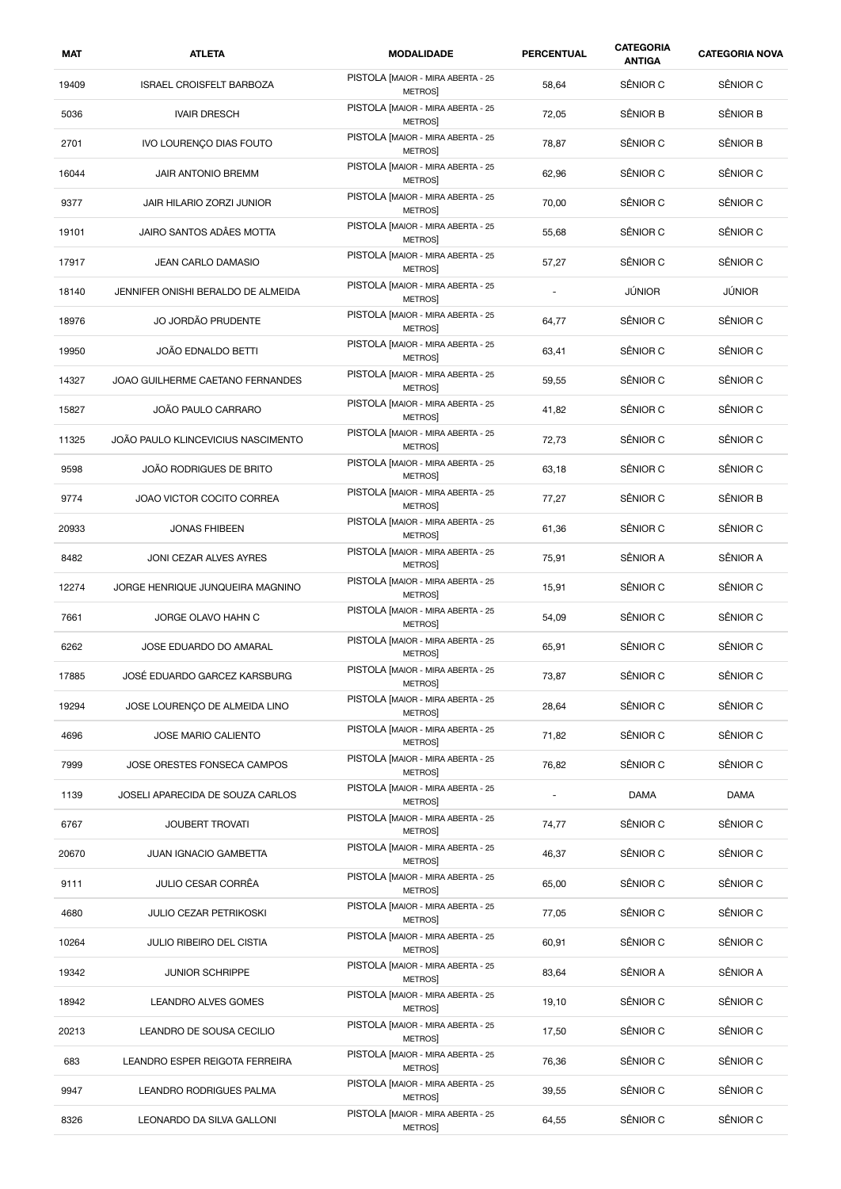| MAT | ATLETA | MODALIDADE | PERCENTUAL | CATEGORIA ANTIGA | CATEGORIA NOVA |
|---|---|---|---|---|---|
| 19409 | ISRAEL CROISFELT BARBOZA | PISTOLA [MAIOR - MIRA ABERTA - 25 METROS] | 58,64 | SÊNIOR C | SÊNIOR C |
| 5036 | IVAIR DRESCH | PISTOLA [MAIOR - MIRA ABERTA - 25 METROS] | 72,05 | SÊNIOR B | SÊNIOR B |
| 2701 | IVO LOURENÇO DIAS FOUTO | PISTOLA [MAIOR - MIRA ABERTA - 25 METROS] | 78,87 | SÊNIOR C | SÊNIOR B |
| 16044 | JAIR ANTONIO BREMM | PISTOLA [MAIOR - MIRA ABERTA - 25 METROS] | 62,96 | SÊNIOR C | SÊNIOR C |
| 9377 | JAIR HILARIO ZORZI JUNIOR | PISTOLA [MAIOR - MIRA ABERTA - 25 METROS] | 70,00 | SÊNIOR C | SÊNIOR C |
| 19101 | JAIRO SANTOS ADÃES MOTTA | PISTOLA [MAIOR - MIRA ABERTA - 25 METROS] | 55,68 | SÊNIOR C | SÊNIOR C |
| 17917 | JEAN CARLO DAMASIO | PISTOLA [MAIOR - MIRA ABERTA - 25 METROS] | 57,27 | SÊNIOR C | SÊNIOR C |
| 18140 | JENNIFER ONISHI BERALDO DE ALMEIDA | PISTOLA [MAIOR - MIRA ABERTA - 25 METROS] | - | JÚNIOR | JÚNIOR |
| 18976 | JO JORDÃO PRUDENTE | PISTOLA [MAIOR - MIRA ABERTA - 25 METROS] | 64,77 | SÊNIOR C | SÊNIOR C |
| 19950 | JOÃO EDNALDO BETTI | PISTOLA [MAIOR - MIRA ABERTA - 25 METROS] | 63,41 | SÊNIOR C | SÊNIOR C |
| 14327 | JOAO GUILHERME CAETANO FERNANDES | PISTOLA [MAIOR - MIRA ABERTA - 25 METROS] | 59,55 | SÊNIOR C | SÊNIOR C |
| 15827 | JOÃO PAULO CARRARO | PISTOLA [MAIOR - MIRA ABERTA - 25 METROS] | 41,82 | SÊNIOR C | SÊNIOR C |
| 11325 | JOÃO PAULO KLINCEVICIUS NASCIMENTO | PISTOLA [MAIOR - MIRA ABERTA - 25 METROS] | 72,73 | SÊNIOR C | SÊNIOR C |
| 9598 | JOÃO RODRIGUES DE BRITO | PISTOLA [MAIOR - MIRA ABERTA - 25 METROS] | 63,18 | SÊNIOR C | SÊNIOR C |
| 9774 | JOAO VICTOR COCITO CORREA | PISTOLA [MAIOR - MIRA ABERTA - 25 METROS] | 77,27 | SÊNIOR C | SÊNIOR B |
| 20933 | JONAS FHIBEEN | PISTOLA [MAIOR - MIRA ABERTA - 25 METROS] | 61,36 | SÊNIOR C | SÊNIOR C |
| 8482 | JONI CEZAR ALVES AYRES | PISTOLA [MAIOR - MIRA ABERTA - 25 METROS] | 75,91 | SÊNIOR A | SÊNIOR A |
| 12274 | JORGE HENRIQUE JUNQUEIRA MAGNINO | PISTOLA [MAIOR - MIRA ABERTA - 25 METROS] | 15,91 | SÊNIOR C | SÊNIOR C |
| 7661 | JORGE OLAVO HAHN C | PISTOLA [MAIOR - MIRA ABERTA - 25 METROS] | 54,09 | SÊNIOR C | SÊNIOR C |
| 6262 | JOSE EDUARDO DO AMARAL | PISTOLA [MAIOR - MIRA ABERTA - 25 METROS] | 65,91 | SÊNIOR C | SÊNIOR C |
| 17885 | JOSÉ EDUARDO GARCEZ KARSBURG | PISTOLA [MAIOR - MIRA ABERTA - 25 METROS] | 73,87 | SÊNIOR C | SÊNIOR C |
| 19294 | JOSE LOURENÇO DE ALMEIDA LINO | PISTOLA [MAIOR - MIRA ABERTA - 25 METROS] | 28,64 | SÊNIOR C | SÊNIOR C |
| 4696 | JOSE MARIO CALIENTO | PISTOLA [MAIOR - MIRA ABERTA - 25 METROS] | 71,82 | SÊNIOR C | SÊNIOR C |
| 7999 | JOSE ORESTES FONSECA CAMPOS | PISTOLA [MAIOR - MIRA ABERTA - 25 METROS] | 76,82 | SÊNIOR C | SÊNIOR C |
| 1139 | JOSELI APARECIDA DE SOUZA CARLOS | PISTOLA [MAIOR - MIRA ABERTA - 25 METROS] | - | DAMA | DAMA |
| 6767 | JOUBERT TROVATI | PISTOLA [MAIOR - MIRA ABERTA - 25 METROS] | 74,77 | SÊNIOR C | SÊNIOR C |
| 20670 | JUAN IGNACIO GAMBETTA | PISTOLA [MAIOR - MIRA ABERTA - 25 METROS] | 46,37 | SÊNIOR C | SÊNIOR C |
| 9111 | JULIO CESAR CORRÊA | PISTOLA [MAIOR - MIRA ABERTA - 25 METROS] | 65,00 | SÊNIOR C | SÊNIOR C |
| 4680 | JULIO CEZAR PETRIKOSKI | PISTOLA [MAIOR - MIRA ABERTA - 25 METROS] | 77,05 | SÊNIOR C | SÊNIOR C |
| 10264 | JULIO RIBEIRO DEL CISTIA | PISTOLA [MAIOR - MIRA ABERTA - 25 METROS] | 60,91 | SÊNIOR C | SÊNIOR C |
| 19342 | JUNIOR SCHRIPPE | PISTOLA [MAIOR - MIRA ABERTA - 25 METROS] | 83,64 | SÊNIOR A | SÊNIOR A |
| 18942 | LEANDRO ALVES GOMES | PISTOLA [MAIOR - MIRA ABERTA - 25 METROS] | 19,10 | SÊNIOR C | SÊNIOR C |
| 20213 | LEANDRO DE SOUSA CECILIO | PISTOLA [MAIOR - MIRA ABERTA - 25 METROS] | 17,50 | SÊNIOR C | SÊNIOR C |
| 683 | LEANDRO ESPER REIGOTA FERREIRA | PISTOLA [MAIOR - MIRA ABERTA - 25 METROS] | 76,36 | SÊNIOR C | SÊNIOR C |
| 9947 | LEANDRO RODRIGUES PALMA | PISTOLA [MAIOR - MIRA ABERTA - 25 METROS] | 39,55 | SÊNIOR C | SÊNIOR C |
| 8326 | LEONARDO DA SILVA GALLONI | PISTOLA [MAIOR - MIRA ABERTA - 25 METROS] | 64,55 | SÊNIOR C | SÊNIOR C |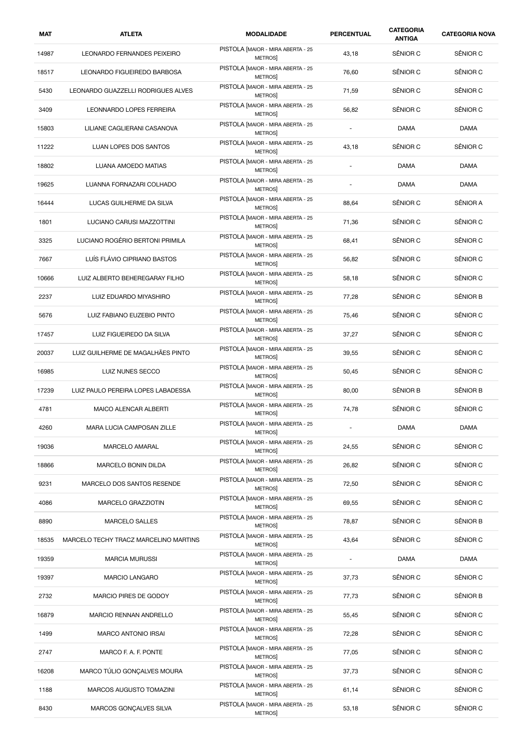| MAT | ATLETA | MODALIDADE | PERCENTUAL | CATEGORIA ANTIGA | CATEGORIA NOVA |
| --- | --- | --- | --- | --- | --- |
| 14987 | LEONARDO FERNANDES PEIXEIRO | PISTOLA [MAIOR - MIRA ABERTA - 25 METROS] | 43,18 | SÊNIOR C | SÊNIOR C |
| 18517 | LEONARDO FIGUEIREDO BARBOSA | PISTOLA [MAIOR - MIRA ABERTA - 25 METROS] | 76,60 | SÊNIOR C | SÊNIOR C |
| 5430 | LEONARDO GUAZZELLI RODRIGUES ALVES | PISTOLA [MAIOR - MIRA ABERTA - 25 METROS] | 71,59 | SÊNIOR C | SÊNIOR C |
| 3409 | LEONNARDO LOPES FERREIRA | PISTOLA [MAIOR - MIRA ABERTA - 25 METROS] | 56,82 | SÊNIOR C | SÊNIOR C |
| 15803 | LILIANE CAGLIERANI CASANOVA | PISTOLA [MAIOR - MIRA ABERTA - 25 METROS] | - | DAMA | DAMA |
| 11222 | LUAN LOPES DOS SANTOS | PISTOLA [MAIOR - MIRA ABERTA - 25 METROS] | 43,18 | SÊNIOR C | SÊNIOR C |
| 18802 | LUANA AMOEDO MATIAS | PISTOLA [MAIOR - MIRA ABERTA - 25 METROS] | - | DAMA | DAMA |
| 19625 | LUANNA FORNAZARI COLHADO | PISTOLA [MAIOR - MIRA ABERTA - 25 METROS] | - | DAMA | DAMA |
| 16444 | LUCAS GUILHERME DA SILVA | PISTOLA [MAIOR - MIRA ABERTA - 25 METROS] | 88,64 | SÊNIOR C | SÊNIOR A |
| 1801 | LUCIANO CARUSI MAZZOTTINI | PISTOLA [MAIOR - MIRA ABERTA - 25 METROS] | 71,36 | SÊNIOR C | SÊNIOR C |
| 3325 | LUCIANO ROGÉRIO BERTONI PRIMILA | PISTOLA [MAIOR - MIRA ABERTA - 25 METROS] | 68,41 | SÊNIOR C | SÊNIOR C |
| 7667 | LUÍS FLÁVIO CIPRIANO BASTOS | PISTOLA [MAIOR - MIRA ABERTA - 25 METROS] | 56,82 | SÊNIOR C | SÊNIOR C |
| 10666 | LUIZ ALBERTO BEHEREGARAY FILHO | PISTOLA [MAIOR - MIRA ABERTA - 25 METROS] | 58,18 | SÊNIOR C | SÊNIOR C |
| 2237 | LUIZ EDUARDO MIYASHIRO | PISTOLA [MAIOR - MIRA ABERTA - 25 METROS] | 77,28 | SÊNIOR C | SÊNIOR B |
| 5676 | LUIZ FABIANO EUZEBIO PINTO | PISTOLA [MAIOR - MIRA ABERTA - 25 METROS] | 75,46 | SÊNIOR C | SÊNIOR C |
| 17457 | LUIZ FIGUEIREDO DA SILVA | PISTOLA [MAIOR - MIRA ABERTA - 25 METROS] | 37,27 | SÊNIOR C | SÊNIOR C |
| 20037 | LUIZ GUILHERME DE MAGALHÃES PINTO | PISTOLA [MAIOR - MIRA ABERTA - 25 METROS] | 39,55 | SÊNIOR C | SÊNIOR C |
| 16985 | LUIZ NUNES SECCO | PISTOLA [MAIOR - MIRA ABERTA - 25 METROS] | 50,45 | SÊNIOR C | SÊNIOR C |
| 17239 | LUIZ PAULO PEREIRA LOPES LABADESSA | PISTOLA [MAIOR - MIRA ABERTA - 25 METROS] | 80,00 | SÊNIOR B | SÊNIOR B |
| 4781 | MAICO ALENCAR ALBERTI | PISTOLA [MAIOR - MIRA ABERTA - 25 METROS] | 74,78 | SÊNIOR C | SÊNIOR C |
| 4260 | MARA LUCIA CAMPOSAN ZILLE | PISTOLA [MAIOR - MIRA ABERTA - 25 METROS] | - | DAMA | DAMA |
| 19036 | MARCELO AMARAL | PISTOLA [MAIOR - MIRA ABERTA - 25 METROS] | 24,55 | SÊNIOR C | SÊNIOR C |
| 18866 | MARCELO BONIN DILDA | PISTOLA [MAIOR - MIRA ABERTA - 25 METROS] | 26,82 | SÊNIOR C | SÊNIOR C |
| 9231 | MARCELO DOS SANTOS RESENDE | PISTOLA [MAIOR - MIRA ABERTA - 25 METROS] | 72,50 | SÊNIOR C | SÊNIOR C |
| 4086 | MARCELO GRAZZIOTIN | PISTOLA [MAIOR - MIRA ABERTA - 25 METROS] | 69,55 | SÊNIOR C | SÊNIOR C |
| 8890 | MARCELO SALLES | PISTOLA [MAIOR - MIRA ABERTA - 25 METROS] | 78,87 | SÊNIOR C | SÊNIOR B |
| 18535 | MARCELO TECHY TRACZ MARCELINO MARTINS | PISTOLA [MAIOR - MIRA ABERTA - 25 METROS] | 43,64 | SÊNIOR C | SÊNIOR C |
| 19359 | MARCIA MURUSSI | PISTOLA [MAIOR - MIRA ABERTA - 25 METROS] | - | DAMA | DAMA |
| 19397 | MARCIO LANGARO | PISTOLA [MAIOR - MIRA ABERTA - 25 METROS] | 37,73 | SÊNIOR C | SÊNIOR C |
| 2732 | MARCIO PIRES DE GODOY | PISTOLA [MAIOR - MIRA ABERTA - 25 METROS] | 77,73 | SÊNIOR C | SÊNIOR B |
| 16879 | MARCIO RENNAN ANDRELLO | PISTOLA [MAIOR - MIRA ABERTA - 25 METROS] | 55,45 | SÊNIOR C | SÊNIOR C |
| 1499 | MARCO ANTONIO IRSAI | PISTOLA [MAIOR - MIRA ABERTA - 25 METROS] | 72,28 | SÊNIOR C | SÊNIOR C |
| 2747 | MARCO F. A. F. PONTE | PISTOLA [MAIOR - MIRA ABERTA - 25 METROS] | 77,05 | SÊNIOR C | SÊNIOR C |
| 16208 | MARCO TÚLIO GONÇALVES MOURA | PISTOLA [MAIOR - MIRA ABERTA - 25 METROS] | 37,73 | SÊNIOR C | SÊNIOR C |
| 1188 | MARCOS AUGUSTO TOMAZINI | PISTOLA [MAIOR - MIRA ABERTA - 25 METROS] | 61,14 | SÊNIOR C | SÊNIOR C |
| 8430 | MARCOS GONÇALVES SILVA | PISTOLA [MAIOR - MIRA ABERTA - 25 METROS] | 53,18 | SÊNIOR C | SÊNIOR C |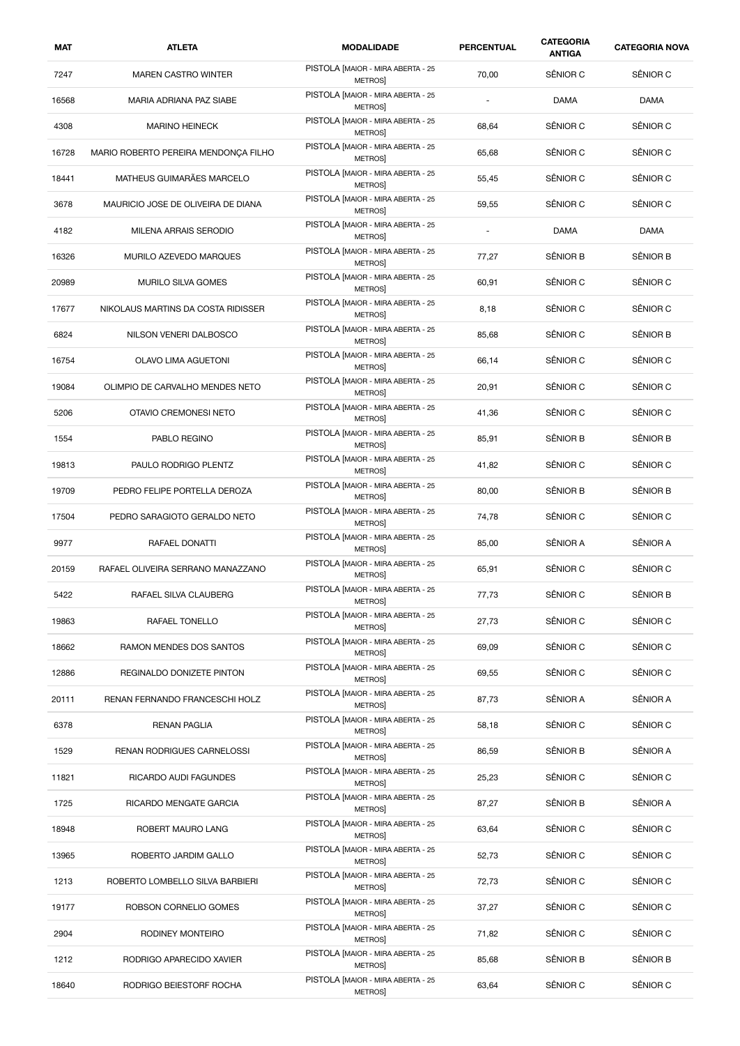| MAT | ATLETA | MODALIDADE | PERCENTUAL | CATEGORIA ANTIGA | CATEGORIA NOVA |
|---|---|---|---|---|---|
| 7247 | MAREN CASTRO WINTER | PISTOLA [MAIOR - MIRA ABERTA - 25 METROS] | 70,00 | SÊNIOR C | SÊNIOR C |
| 16568 | MARIA ADRIANA PAZ SIABE | PISTOLA [MAIOR - MIRA ABERTA - 25 METROS] | - | DAMA | DAMA |
| 4308 | MARINO HEINECK | PISTOLA [MAIOR - MIRA ABERTA - 25 METROS] | 68,64 | SÊNIOR C | SÊNIOR C |
| 16728 | MARIO ROBERTO PEREIRA MENDONÇA FILHO | PISTOLA [MAIOR - MIRA ABERTA - 25 METROS] | 65,68 | SÊNIOR C | SÊNIOR C |
| 18441 | MATHEUS GUIMARÃES MARCELO | PISTOLA [MAIOR - MIRA ABERTA - 25 METROS] | 55,45 | SÊNIOR C | SÊNIOR C |
| 3678 | MAURICIO JOSE DE OLIVEIRA DE DIANA | PISTOLA [MAIOR - MIRA ABERTA - 25 METROS] | 59,55 | SÊNIOR C | SÊNIOR C |
| 4182 | MILENA ARRAIS SERODIO | PISTOLA [MAIOR - MIRA ABERTA - 25 METROS] | - | DAMA | DAMA |
| 16326 | MURILO AZEVEDO MARQUES | PISTOLA [MAIOR - MIRA ABERTA - 25 METROS] | 77,27 | SÊNIOR B | SÊNIOR B |
| 20989 | MURILO SILVA GOMES | PISTOLA [MAIOR - MIRA ABERTA - 25 METROS] | 60,91 | SÊNIOR C | SÊNIOR C |
| 17677 | NIKOLAUS MARTINS DA COSTA RIDISSER | PISTOLA [MAIOR - MIRA ABERTA - 25 METROS] | 8,18 | SÊNIOR C | SÊNIOR C |
| 6824 | NILSON VENERI DALBOSCO | PISTOLA [MAIOR - MIRA ABERTA - 25 METROS] | 85,68 | SÊNIOR C | SÊNIOR B |
| 16754 | OLAVO LIMA AGUETONI | PISTOLA [MAIOR - MIRA ABERTA - 25 METROS] | 66,14 | SÊNIOR C | SÊNIOR C |
| 19084 | OLIMPIO DE CARVALHO MENDES NETO | PISTOLA [MAIOR - MIRA ABERTA - 25 METROS] | 20,91 | SÊNIOR C | SÊNIOR C |
| 5206 | OTAVIO CREMONESI NETO | PISTOLA [MAIOR - MIRA ABERTA - 25 METROS] | 41,36 | SÊNIOR C | SÊNIOR C |
| 1554 | PABLO REGINO | PISTOLA [MAIOR - MIRA ABERTA - 25 METROS] | 85,91 | SÊNIOR B | SÊNIOR B |
| 19813 | PAULO RODRIGO PLENTZ | PISTOLA [MAIOR - MIRA ABERTA - 25 METROS] | 41,82 | SÊNIOR C | SÊNIOR C |
| 19709 | PEDRO FELIPE PORTELLA DEROZA | PISTOLA [MAIOR - MIRA ABERTA - 25 METROS] | 80,00 | SÊNIOR B | SÊNIOR B |
| 17504 | PEDRO SARAGIOTO GERALDO NETO | PISTOLA [MAIOR - MIRA ABERTA - 25 METROS] | 74,78 | SÊNIOR C | SÊNIOR C |
| 9977 | RAFAEL DONATTI | PISTOLA [MAIOR - MIRA ABERTA - 25 METROS] | 85,00 | SÊNIOR A | SÊNIOR A |
| 20159 | RAFAEL OLIVEIRA SERRANO MANAZZANO | PISTOLA [MAIOR - MIRA ABERTA - 25 METROS] | 65,91 | SÊNIOR C | SÊNIOR C |
| 5422 | RAFAEL SILVA CLAUBERG | PISTOLA [MAIOR - MIRA ABERTA - 25 METROS] | 77,73 | SÊNIOR C | SÊNIOR B |
| 19863 | RAFAEL TONELLO | PISTOLA [MAIOR - MIRA ABERTA - 25 METROS] | 27,73 | SÊNIOR C | SÊNIOR C |
| 18662 | RAMON MENDES DOS SANTOS | PISTOLA [MAIOR - MIRA ABERTA - 25 METROS] | 69,09 | SÊNIOR C | SÊNIOR C |
| 12886 | REGINALDO DONIZETE PINTON | PISTOLA [MAIOR - MIRA ABERTA - 25 METROS] | 69,55 | SÊNIOR C | SÊNIOR C |
| 20111 | RENAN FERNANDO FRANCESCHI HOLZ | PISTOLA [MAIOR - MIRA ABERTA - 25 METROS] | 87,73 | SÊNIOR A | SÊNIOR A |
| 6378 | RENAN PAGLIA | PISTOLA [MAIOR - MIRA ABERTA - 25 METROS] | 58,18 | SÊNIOR C | SÊNIOR C |
| 1529 | RENAN RODRIGUES CARNELOSSI | PISTOLA [MAIOR - MIRA ABERTA - 25 METROS] | 86,59 | SÊNIOR B | SÊNIOR A |
| 11821 | RICARDO AUDI FAGUNDES | PISTOLA [MAIOR - MIRA ABERTA - 25 METROS] | 25,23 | SÊNIOR C | SÊNIOR C |
| 1725 | RICARDO MENGATE GARCIA | PISTOLA [MAIOR - MIRA ABERTA - 25 METROS] | 87,27 | SÊNIOR B | SÊNIOR A |
| 18948 | ROBERT MAURO LANG | PISTOLA [MAIOR - MIRA ABERTA - 25 METROS] | 63,64 | SÊNIOR C | SÊNIOR C |
| 13965 | ROBERTO JARDIM GALLO | PISTOLA [MAIOR - MIRA ABERTA - 25 METROS] | 52,73 | SÊNIOR C | SÊNIOR C |
| 1213 | ROBERTO LOMBELLO SILVA BARBIERI | PISTOLA [MAIOR - MIRA ABERTA - 25 METROS] | 72,73 | SÊNIOR C | SÊNIOR C |
| 19177 | ROBSON CORNELIO GOMES | PISTOLA [MAIOR - MIRA ABERTA - 25 METROS] | 37,27 | SÊNIOR C | SÊNIOR C |
| 2904 | RODINEY MONTEIRO | PISTOLA [MAIOR - MIRA ABERTA - 25 METROS] | 71,82 | SÊNIOR C | SÊNIOR C |
| 1212 | RODRIGO APARECIDO XAVIER | PISTOLA [MAIOR - MIRA ABERTA - 25 METROS] | 85,68 | SÊNIOR B | SÊNIOR B |
| 18640 | RODRIGO BEIESTORF ROCHA | PISTOLA [MAIOR - MIRA ABERTA - 25 METROS] | 63,64 | SÊNIOR C | SÊNIOR C |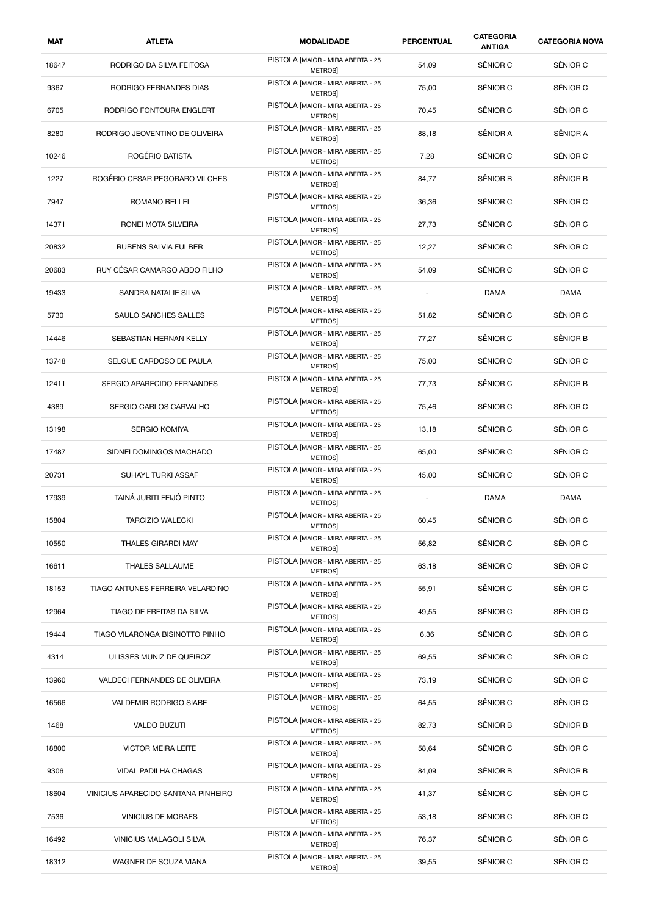| MAT | ATLETA | MODALIDADE | PERCENTUAL | CATEGORIA ANTIGA | CATEGORIA NOVA |
|---|---|---|---|---|---|
| 18647 | RODRIGO DA SILVA FEITOSA | PISTOLA [MAIOR - MIRA ABERTA - 25 METROS] | 54,09 | SÊNIOR C | SÊNIOR C |
| 9367 | RODRIGO FERNANDES DIAS | PISTOLA [MAIOR - MIRA ABERTA - 25 METROS] | 75,00 | SÊNIOR C | SÊNIOR C |
| 6705 | RODRIGO FONTOURA ENGLERT | PISTOLA [MAIOR - MIRA ABERTA - 25 METROS] | 70,45 | SÊNIOR C | SÊNIOR C |
| 8280 | RODRIGO JEOVENTINO DE OLIVEIRA | PISTOLA [MAIOR - MIRA ABERTA - 25 METROS] | 88,18 | SÊNIOR A | SÊNIOR A |
| 10246 | ROGÉRIO BATISTA | PISTOLA [MAIOR - MIRA ABERTA - 25 METROS] | 7,28 | SÊNIOR C | SÊNIOR C |
| 1227 | ROGÉRIO CESAR PEGORARO VILCHES | PISTOLA [MAIOR - MIRA ABERTA - 25 METROS] | 84,77 | SÊNIOR B | SÊNIOR B |
| 7947 | ROMANO BELLEI | PISTOLA [MAIOR - MIRA ABERTA - 25 METROS] | 36,36 | SÊNIOR C | SÊNIOR C |
| 14371 | RONEI MOTA SILVEIRA | PISTOLA [MAIOR - MIRA ABERTA - 25 METROS] | 27,73 | SÊNIOR C | SÊNIOR C |
| 20832 | RUBENS SALVIA FULBER | PISTOLA [MAIOR - MIRA ABERTA - 25 METROS] | 12,27 | SÊNIOR C | SÊNIOR C |
| 20683 | RUY CÉSAR CAMARGO ABDO FILHO | PISTOLA [MAIOR - MIRA ABERTA - 25 METROS] | 54,09 | SÊNIOR C | SÊNIOR C |
| 19433 | SANDRA NATALIE SILVA | PISTOLA [MAIOR - MIRA ABERTA - 25 METROS] | - | DAMA | DAMA |
| 5730 | SAULO SANCHES SALLES | PISTOLA [MAIOR - MIRA ABERTA - 25 METROS] | 51,82 | SÊNIOR C | SÊNIOR C |
| 14446 | SEBASTIAN HERNAN KELLY | PISTOLA [MAIOR - MIRA ABERTA - 25 METROS] | 77,27 | SÊNIOR C | SÊNIOR B |
| 13748 | SELGUE CARDOSO DE PAULA | PISTOLA [MAIOR - MIRA ABERTA - 25 METROS] | 75,00 | SÊNIOR C | SÊNIOR C |
| 12411 | SERGIO APARECIDO FERNANDES | PISTOLA [MAIOR - MIRA ABERTA - 25 METROS] | 77,73 | SÊNIOR C | SÊNIOR B |
| 4389 | SERGIO CARLOS CARVALHO | PISTOLA [MAIOR - MIRA ABERTA - 25 METROS] | 75,46 | SÊNIOR C | SÊNIOR C |
| 13198 | SERGIO KOMIYA | PISTOLA [MAIOR - MIRA ABERTA - 25 METROS] | 13,18 | SÊNIOR C | SÊNIOR C |
| 17487 | SIDNEI DOMINGOS MACHADO | PISTOLA [MAIOR - MIRA ABERTA - 25 METROS] | 65,00 | SÊNIOR C | SÊNIOR C |
| 20731 | SUHAYL TURKI ASSAF | PISTOLA [MAIOR - MIRA ABERTA - 25 METROS] | 45,00 | SÊNIOR C | SÊNIOR C |
| 17939 | TAINÁ JURITI FEIJÓ PINTO | PISTOLA [MAIOR - MIRA ABERTA - 25 METROS] | - | DAMA | DAMA |
| 15804 | TARCIZIO WALECKI | PISTOLA [MAIOR - MIRA ABERTA - 25 METROS] | 60,45 | SÊNIOR C | SÊNIOR C |
| 10550 | THALES GIRARDI MAY | PISTOLA [MAIOR - MIRA ABERTA - 25 METROS] | 56,82 | SÊNIOR C | SÊNIOR C |
| 16611 | THALES SALLAUME | PISTOLA [MAIOR - MIRA ABERTA - 25 METROS] | 63,18 | SÊNIOR C | SÊNIOR C |
| 18153 | TIAGO ANTUNES FERREIRA VELARDINO | PISTOLA [MAIOR - MIRA ABERTA - 25 METROS] | 55,91 | SÊNIOR C | SÊNIOR C |
| 12964 | TIAGO DE FREITAS DA SILVA | PISTOLA [MAIOR - MIRA ABERTA - 25 METROS] | 49,55 | SÊNIOR C | SÊNIOR C |
| 19444 | TIAGO VILARONGA BISINOTTO PINHO | PISTOLA [MAIOR - MIRA ABERTA - 25 METROS] | 6,36 | SÊNIOR C | SÊNIOR C |
| 4314 | ULISSES MUNIZ DE QUEIROZ | PISTOLA [MAIOR - MIRA ABERTA - 25 METROS] | 69,55 | SÊNIOR C | SÊNIOR C |
| 13960 | VALDECI FERNANDES DE OLIVEIRA | PISTOLA [MAIOR - MIRA ABERTA - 25 METROS] | 73,19 | SÊNIOR C | SÊNIOR C |
| 16566 | VALDEMIR RODRIGO SIABE | PISTOLA [MAIOR - MIRA ABERTA - 25 METROS] | 64,55 | SÊNIOR C | SÊNIOR C |
| 1468 | VALDO BUZUTI | PISTOLA [MAIOR - MIRA ABERTA - 25 METROS] | 82,73 | SÊNIOR B | SÊNIOR B |
| 18800 | VICTOR MEIRA LEITE | PISTOLA [MAIOR - MIRA ABERTA - 25 METROS] | 58,64 | SÊNIOR C | SÊNIOR C |
| 9306 | VIDAL PADILHA CHAGAS | PISTOLA [MAIOR - MIRA ABERTA - 25 METROS] | 84,09 | SÊNIOR B | SÊNIOR B |
| 18604 | VINICIUS APARECIDO SANTANA PINHEIRO | PISTOLA [MAIOR - MIRA ABERTA - 25 METROS] | 41,37 | SÊNIOR C | SÊNIOR C |
| 7536 | VINICIUS DE MORAES | PISTOLA [MAIOR - MIRA ABERTA - 25 METROS] | 53,18 | SÊNIOR C | SÊNIOR C |
| 16492 | VINICIUS MALAGOLI SILVA | PISTOLA [MAIOR - MIRA ABERTA - 25 METROS] | 76,37 | SÊNIOR C | SÊNIOR C |
| 18312 | WAGNER DE SOUZA VIANA | PISTOLA [MAIOR - MIRA ABERTA - 25 METROS] | 39,55 | SÊNIOR C | SÊNIOR C |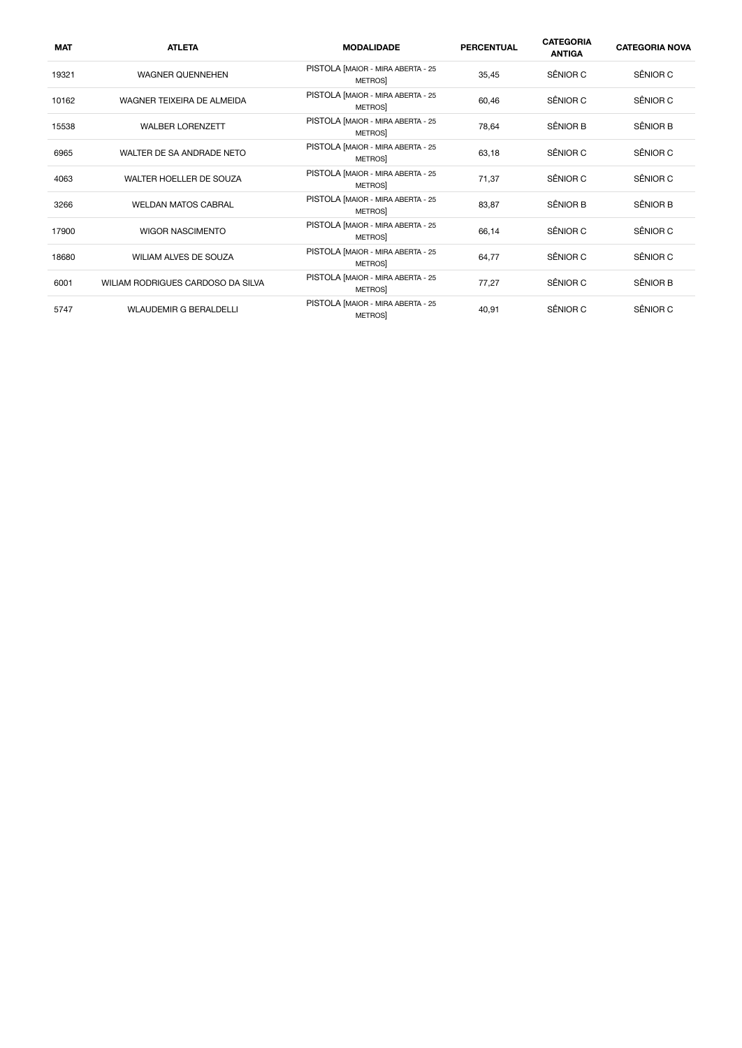| MAT | ATLETA | MODALIDADE | PERCENTUAL | CATEGORIA ANTIGA | CATEGORIA NOVA |
|---|---|---|---|---|---|
| 19321 | WAGNER QUENNEHEN | PISTOLA [MAIOR - MIRA ABERTA - 25 METROS] | 35,45 | SÊNIOR C | SÊNIOR C |
| 10162 | WAGNER TEIXEIRA DE ALMEIDA | PISTOLA [MAIOR - MIRA ABERTA - 25 METROS] | 60,46 | SÊNIOR C | SÊNIOR C |
| 15538 | WALBER LORENZETT | PISTOLA [MAIOR - MIRA ABERTA - 25 METROS] | 78,64 | SÊNIOR B | SÊNIOR B |
| 6965 | WALTER DE SA ANDRADE NETO | PISTOLA [MAIOR - MIRA ABERTA - 25 METROS] | 63,18 | SÊNIOR C | SÊNIOR C |
| 4063 | WALTER HOELLER DE SOUZA | PISTOLA [MAIOR - MIRA ABERTA - 25 METROS] | 71,37 | SÊNIOR C | SÊNIOR C |
| 3266 | WELDAN MATOS CABRAL | PISTOLA [MAIOR - MIRA ABERTA - 25 METROS] | 83,87 | SÊNIOR B | SÊNIOR B |
| 17900 | WIGOR NASCIMENTO | PISTOLA [MAIOR - MIRA ABERTA - 25 METROS] | 66,14 | SÊNIOR C | SÊNIOR C |
| 18680 | WILIAM ALVES DE SOUZA | PISTOLA [MAIOR - MIRA ABERTA - 25 METROS] | 64,77 | SÊNIOR C | SÊNIOR C |
| 6001 | WILIAM RODRIGUES CARDOSO DA SILVA | PISTOLA [MAIOR - MIRA ABERTA - 25 METROS] | 77,27 | SÊNIOR C | SÊNIOR B |
| 5747 | WLAUDEMIR G BERALDELLI | PISTOLA [MAIOR - MIRA ABERTA - 25 METROS] | 40,91 | SÊNIOR C | SÊNIOR C |